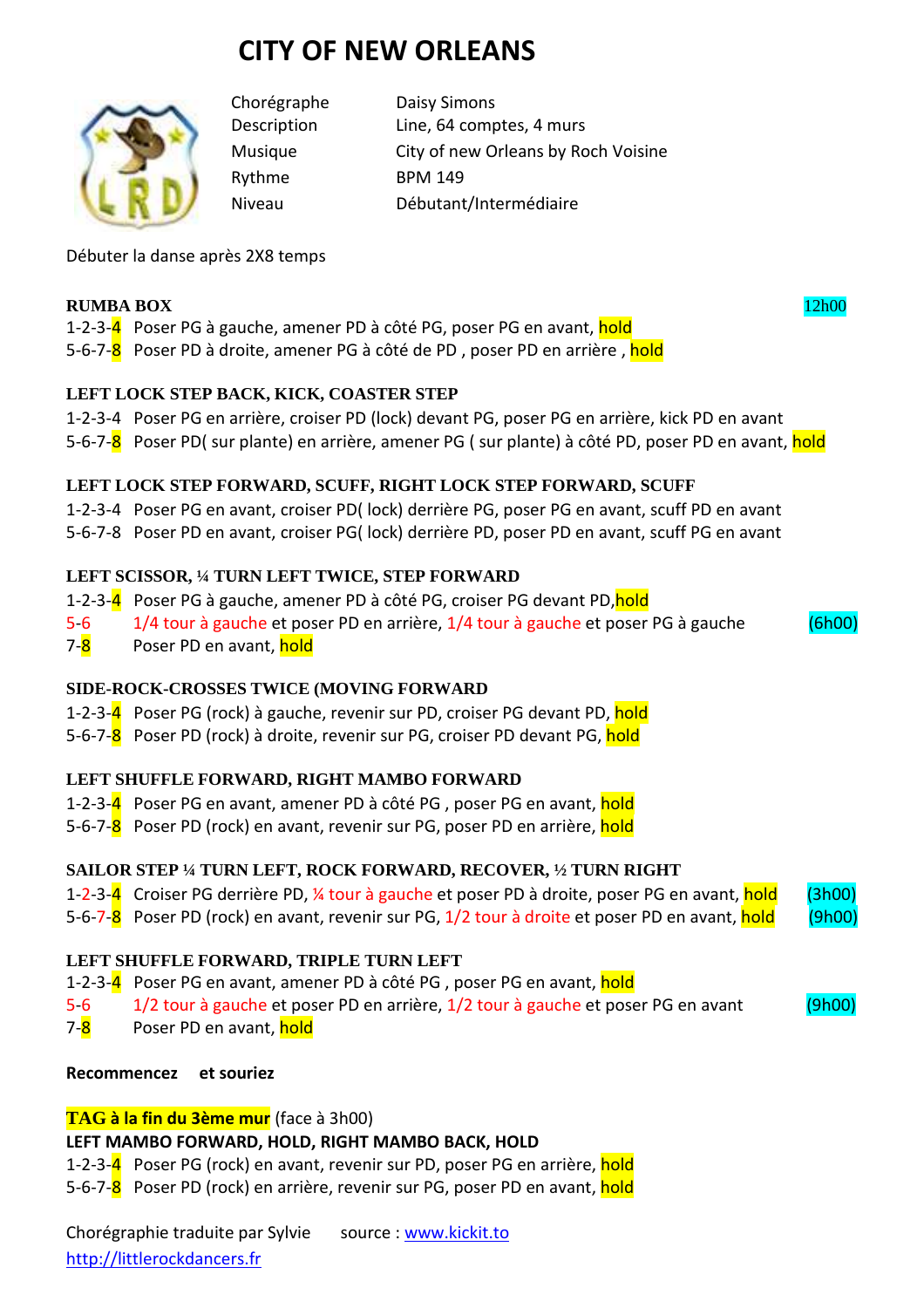# CITY OF NEW ORLEANS

| | |
|---|---|
| Chorégraphe | Daisy Simons |
| Description | Line, 64 comptes, 4 murs |
| Musique | City of new Orleans by Roch Voisine |
| Rythme | BPM 149 |
| Niveau | Débutant/Intermédiaire |

Débuter la danse après 2X8 temps

**RUMBA BOX** 12h00

1-2-3-4 Poser PG à gauche, amener PD à côté PG, poser PG en avant, hold
5-6-7-8 Poser PD à droite, amener PG à côté de PD , poser PD en arrière , hold

**LEFT LOCK STEP BACK, KICK, COASTER STEP**

1-2-3-4 Poser PG en arrière, croiser PD (lock) devant PG, poser PG en arrière, kick PD en avant
5-6-7-8 Poser PD( sur plante) en arrière, amener PG ( sur plante) à côté PD, poser PD en avant, hold

**LEFT LOCK STEP FORWARD, SCUFF, RIGHT LOCK STEP FORWARD, SCUFF**

1-2-3-4 Poser PG en avant, croiser PD( lock) derrière PG, poser PG en avant, scuff PD en avant
5-6-7-8 Poser PD en avant, croiser PG( lock) derrière PD, poser PD en avant, scuff PG en avant

**LEFT SCISSOR, ¼ TURN LEFT TWICE, STEP FORWARD**

1-2-3-4 Poser PG à gauche, amener PD à côté PG, croiser PG devant PD,hold
5-6 1/4 tour à gauche et poser PD en arrière, 1/4 tour à gauche et poser PG à gauche (6h00)
7-8 Poser PD en avant, hold

**SIDE-ROCK-CROSSES TWICE (MOVING FORWARD**

1-2-3-4 Poser PG (rock) à gauche, revenir sur PD, croiser PG devant PD, hold
5-6-7-8 Poser PD (rock) à droite, revenir sur PG, croiser PD devant PG, hold

**LEFT SHUFFLE FORWARD, RIGHT MAMBO FORWARD**

1-2-3-4 Poser PG en avant, amener PD à côté PG , poser PG en avant, hold
5-6-7-8 Poser PD (rock) en avant, revenir sur PG, poser PD en arrière, hold

**SAILOR STEP ¼ TURN LEFT, ROCK FORWARD, RECOVER, ½ TURN RIGHT**

1-2-3-4 Croiser PG derrière PD, ¼ tour à gauche et poser PD à droite, poser PG en avant, hold (3h00)
5-6-7-8 Poser PD (rock) en avant, revenir sur PG, 1/2 tour à droite et poser PD en avant, hold (9h00)

**LEFT SHUFFLE FORWARD, TRIPLE TURN LEFT**

1-2-3-4 Poser PG en avant, amener PD à côté PG , poser PG en avant, hold
5-6 1/2 tour à gauche et poser PD en arrière, 1/2 tour à gauche et poser PG en avant (9h00)
7-8 Poser PD en avant, hold

**Recommencez et souriez**

**TAG à la fin du 3ème mur** (face à 3h00)
**LEFT MAMBO FORWARD, HOLD, RIGHT MAMBO BACK, HOLD**

1-2-3-4 Poser PG (rock) en avant, revenir sur PD, poser PG en arrière, hold
5-6-7-8 Poser PD (rock) en arrière, revenir sur PG, poser PD en avant, hold

Chorégraphie traduite par Sylvie source : www.kickit.to
http://littlerockdancers.fr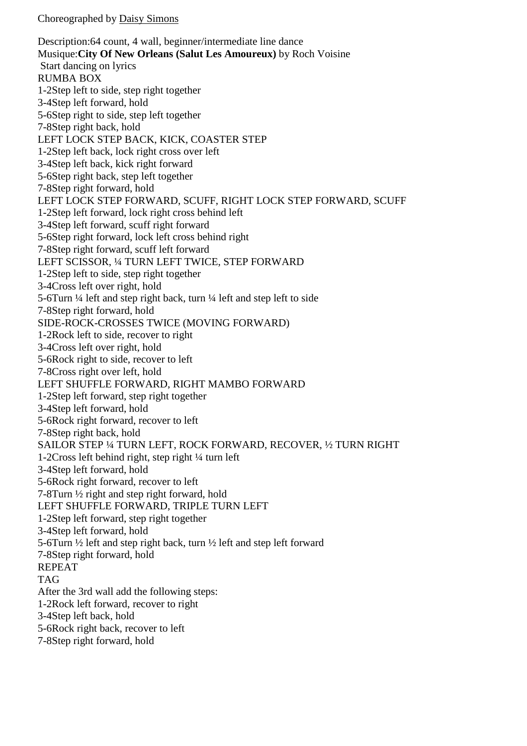Choreographed by Daisy Simons

Description:64 count, 4 wall, beginner/intermediate line dance
Musique:**City Of New Orleans (Salut Les Amoureux)** by Roch Voisine
Start dancing on lyrics

RUMBA BOX
1-2Step left to side, step right together
3-4Step left forward, hold
5-6Step right to side, step left together
7-8Step right back, hold

LEFT LOCK STEP BACK, KICK, COASTER STEP
1-2Step left back, lock right cross over left
3-4Step left back, kick right forward
5-6Step right back, step left together
7-8Step right forward, hold

LEFT LOCK STEP FORWARD, SCUFF, RIGHT LOCK STEP FORWARD, SCUFF
1-2Step left forward, lock right cross behind left
3-4Step left forward, scuff right forward
5-6Step right forward, lock left cross behind right
7-8Step right forward, scuff left forward

LEFT SCISSOR, ¼ TURN LEFT TWICE, STEP FORWARD
1-2Step left to side, step right together
3-4Cross left over right, hold
5-6Turn ¼ left and step right back, turn ¼ left and step left to side
7-8Step right forward, hold

SIDE-ROCK-CROSSES TWICE (MOVING FORWARD)
1-2Rock left to side, recover to right
3-4Cross left over right, hold
5-6Rock right to side, recover to left
7-8Cross right over left, hold

LEFT SHUFFLE FORWARD, RIGHT MAMBO FORWARD
1-2Step left forward, step right together
3-4Step left forward, hold
5-6Rock right forward, recover to left
7-8Step right back, hold

SAILOR STEP ¼ TURN LEFT, ROCK FORWARD, RECOVER, ½ TURN RIGHT
1-2Cross left behind right, step right ¼ turn left
3-4Step left forward, hold
5-6Rock right forward, recover to left
7-8Turn ½ right and step right forward, hold

LEFT SHUFFLE FORWARD, TRIPLE TURN LEFT
1-2Step left forward, step right together
3-4Step left forward, hold
5-6Turn ½ left and step right back, turn ½ left and step left forward
7-8Step right forward, hold

REPEAT

TAG
After the 3rd wall add the following steps:
1-2Rock left forward, recover to right
3-4Step left back, hold
5-6Rock right back, recover to left
7-8Step right forward, hold